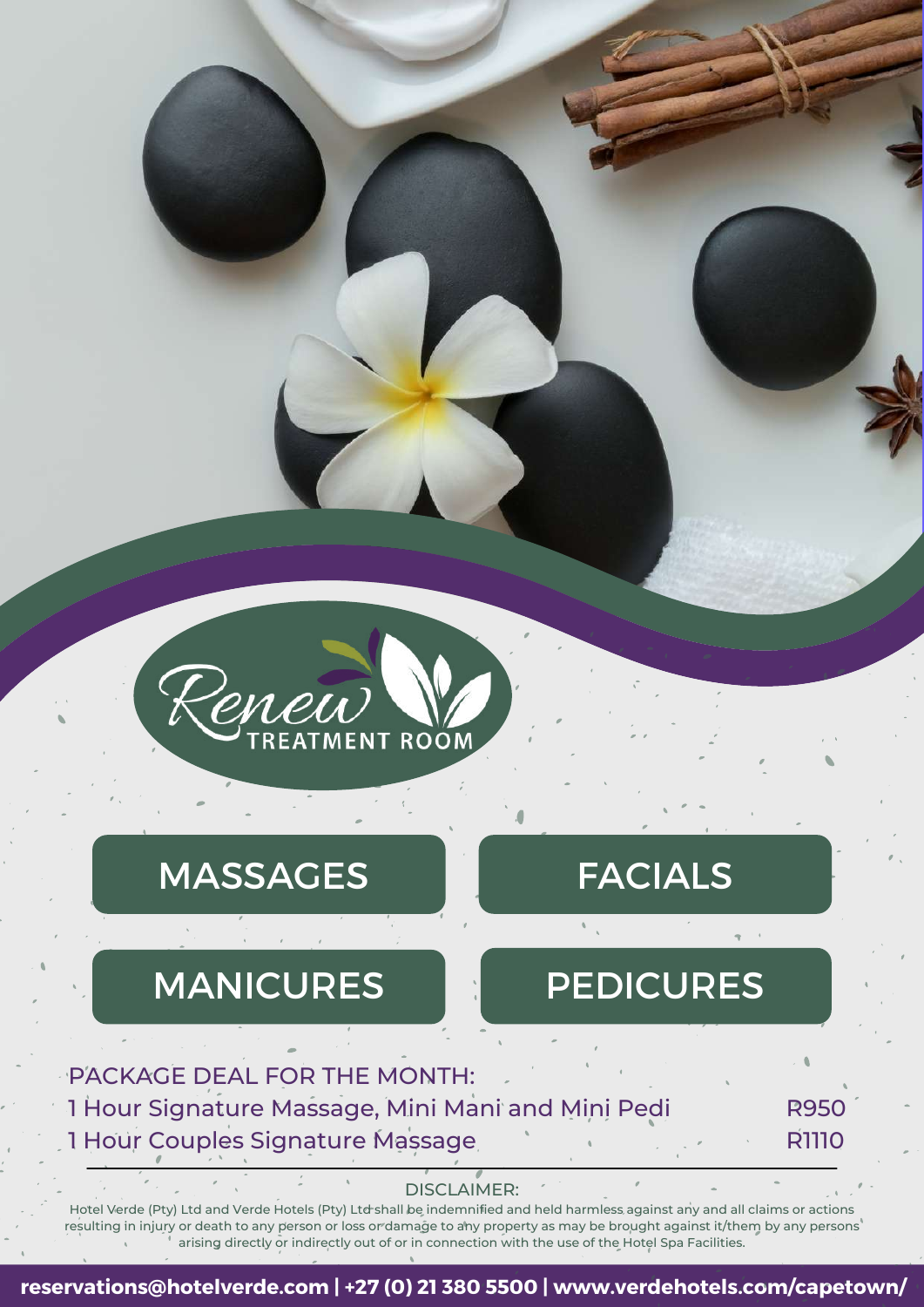# Renew TREATMENT ROOM

## MASSAGES

## FACIALS

## MANICURES

## PEDICURES

PACKAGE DEAL FOR THE MONTH:

| | |
|---|---|
| 1 Hour Signature Massage, Mini Mani and Mini Pedi | R950 |
| 1 Hour Couples Signature Massage | R1110 |

---

DISCLAIMER:

Hotel Verde (Pty) Ltd and Verde Hotels (Pty) Ltd shall be indemnified and held harmless against any and all claims or actions resulting in injury or death to any person or loss or damage to any property as may be brought against it/them by any persons arising directly or indirectly out of or in connection with the use of the Hotel Spa Facilities.

**reservations@hotelverde.com | +27 (0) 21 380 5500 | www.verdehotels.com/capetown/**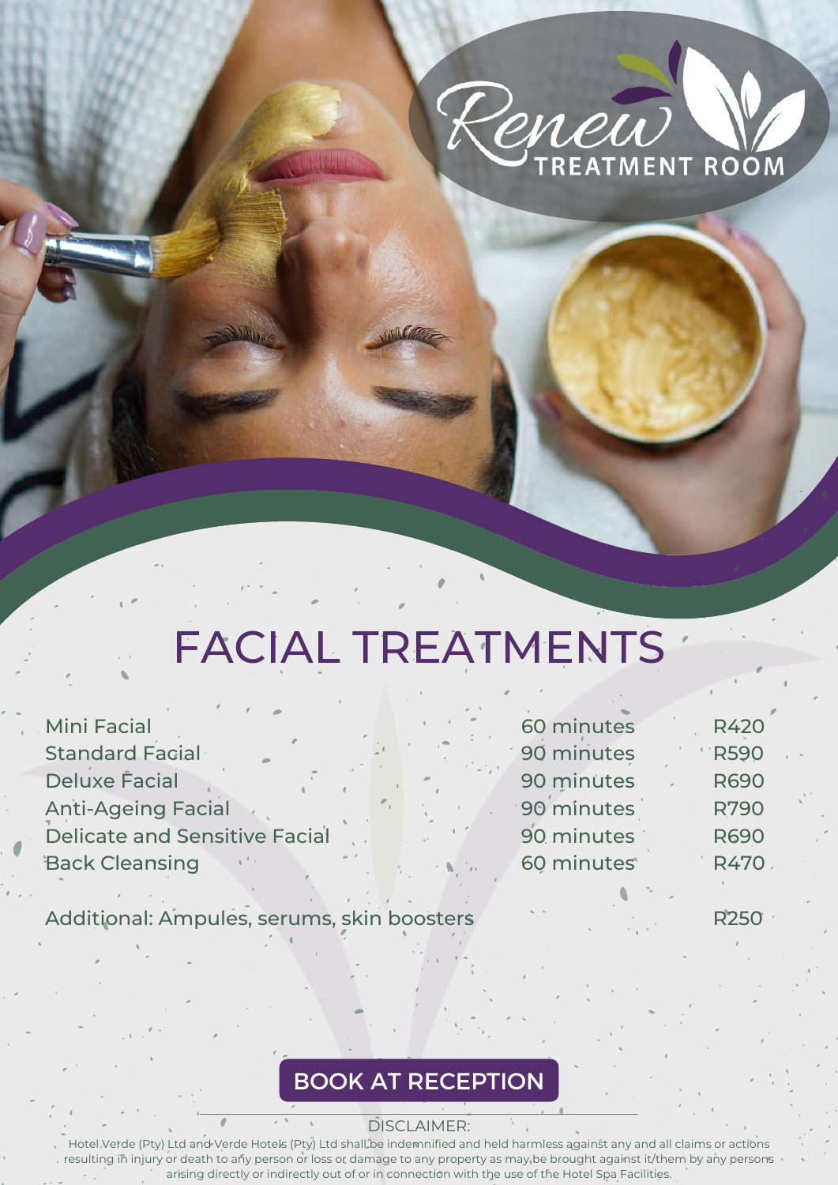Renew TREATMENT ROOM

# FACIAL TREATMENTS

| Treatment | Duration | Price |
|---|---|---|
| Mini Facial | 60 minutes | R420 |
| Standard Facial | 90 minutes | R590 |
| Deluxe Facial | 90 minutes | R690 |
| Anti-Ageing Facial | 90 minutes | R790 |
| Delicate and Sensitive Facial | 90 minutes | R690 |
| Back Cleansing | 60 minutes | R470 |

Additional: Ampules, serums, skin boosters R250

**BOOK AT RECEPTION**

DISCLAIMER:
Hotel Verde (Pty) Ltd and Verde Hotels (Pty) Ltd shall be indemnified and held harmless against any and all claims or actions resulting in injury or death to any person or loss or damage to any property as may be brought against it/them by any persons arising directly or indirectly out of or in connection with the use of the Hotel Spa Facilities.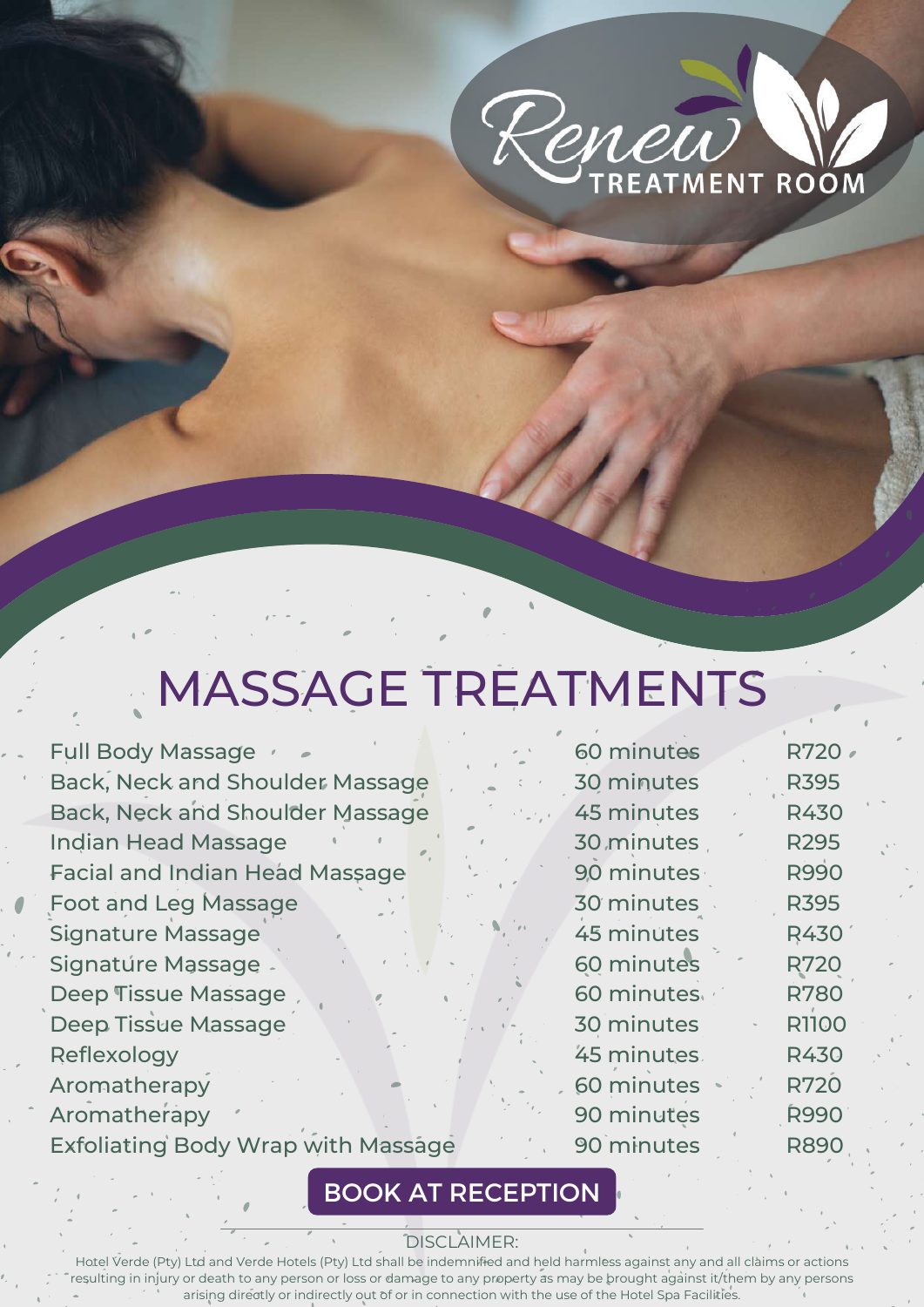# Renew TREATMENT ROOM

## MASSAGE TREATMENTS

| Treatment | Duration | Price |
|---|---|---|
| Full Body Massage | 60 minutes | R720 |
| Back, Neck and Shoulder Massage | 30 minutes | R395 |
| Back, Neck and Shoulder Massage | 45 minutes | R430 |
| Indian Head Massage | 30 minutes | R295 |
| Facial and Indian Head Massage | 90 minutes | R990 |
| Foot and Leg Massage | 30 minutes | R395 |
| Signature Massage | 45 minutes | R430 |
| Signature Massage | 60 minutes | R720 |
| Deep Tissue Massage | 60 minutes | R780 |
| Deep Tissue Massage | 30 minutes | R1100 |
| Reflexology | 45 minutes | R430 |
| Aromatherapy | 60 minutes | R720 |
| Aromatherapy | 90 minutes | R990 |
| Exfoliating Body Wrap with Massage | 90 minutes | R890 |

**BOOK AT RECEPTION**

DISCLAIMER:

Hotel Verde (Pty) Ltd and Verde Hotels (Pty) Ltd shall be indemnified and held harmless against any and all claims or actions resulting in injury or death to any person or loss or damage to any property as may be brought against it/them by any persons arising directly or indirectly out of or in connection with the use of the Hotel Spa Facilities.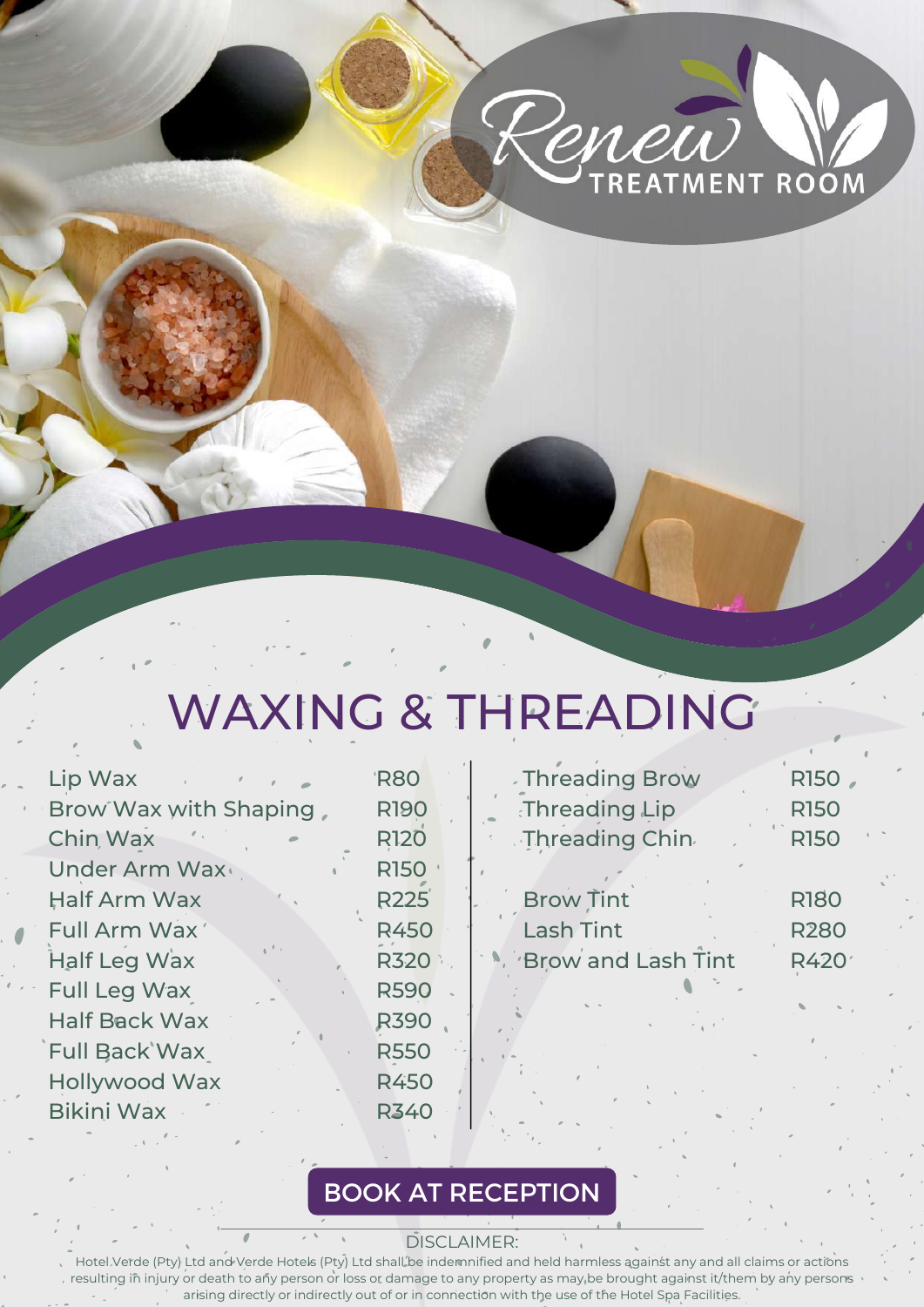Renew
TREATMENT ROOM

# WAXING & THREADING

| Treatment | Price |
|---|---|
| Lip Wax | R80 |
| Brow Wax with Shaping | R190 |
| Chin Wax | R120 |
| Under Arm Wax | R150 |
| Half Arm Wax | R225 |
| Full Arm Wax | R450 |
| Half Leg Wax | R320 |
| Full Leg Wax | R590 |
| Half Back Wax | R390 |
| Full Back Wax | R550 |
| Hollywood Wax | R450 |
| Bikini Wax | R340 |

| Treatment | Price |
|---|---|
| Threading Brow | R150 |
| Threading Lip | R150 |
| Threading Chin | R150 |
| Brow Tint | R180 |
| Lash Tint | R280 |
| Brow and Lash Tint | R420 |

**BOOK AT RECEPTION**

DISCLAIMER:

Hotel Verde (Pty) Ltd and Verde Hotels (Pty) Ltd shall be indemnified and held harmless against any and all claims or actions resulting in injury or death to any person or loss or damage to any property as may be brought against it/them by any persons arising directly or indirectly out of or in connection with the use of the Hotel Spa Facilities.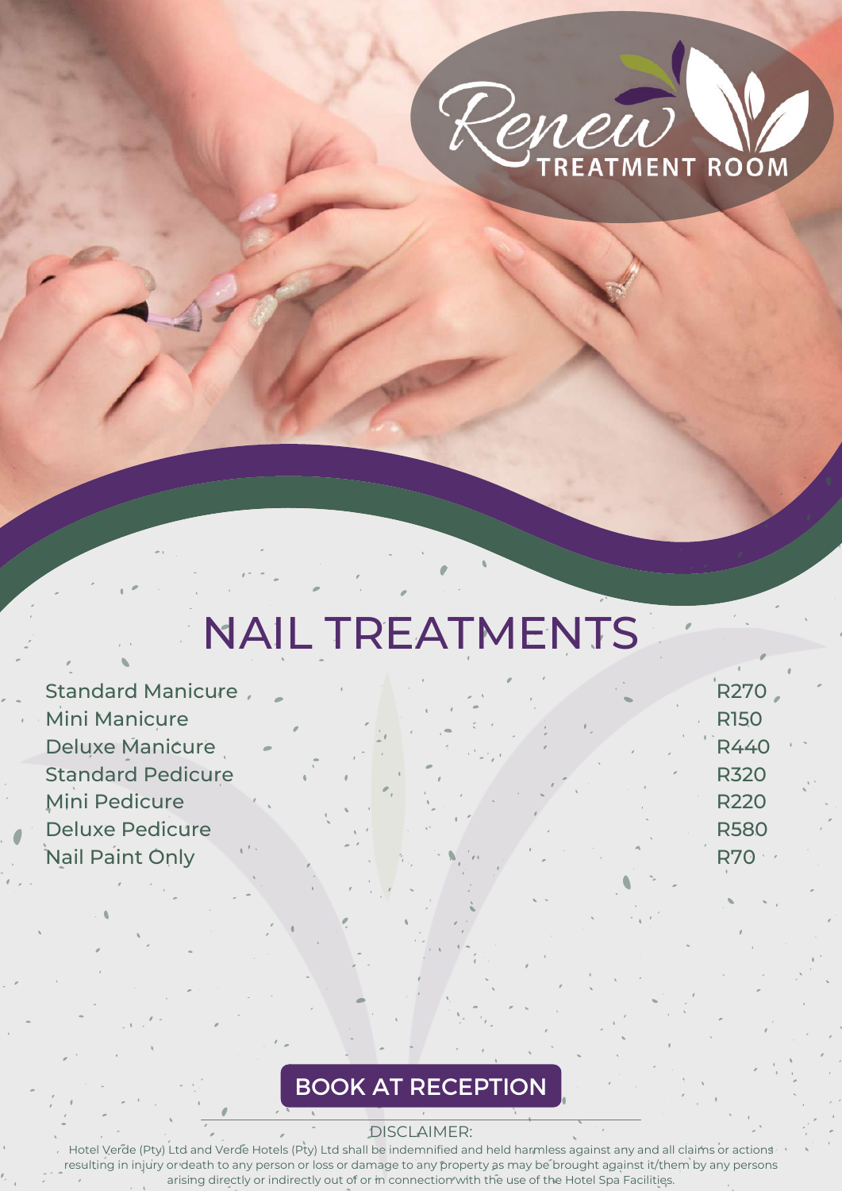Renew TREATMENT ROOM

# NAIL TREATMENTS

| | |
|---|---|
| Standard Manicure | R270 |
| Mini Manicure | R150 |
| Deluxe Manicure | R440 |
| Standard Pedicure | R320 |
| Mini Pedicure | R220 |
| Deluxe Pedicure | R580 |
| Nail Paint Only | R70 |

BOOK AT RECEPTION

DISCLAIMER:

Hotel Verde (Pty) Ltd and Verde Hotels (Pty) Ltd shall be indemnified and held harmless against any and all claims or actions resulting in injury or death to any person or loss or damage to any property as may be brought against it/them by any persons arising directly or indirectly out of or in connection with the use of the Hotel Spa Facilities.